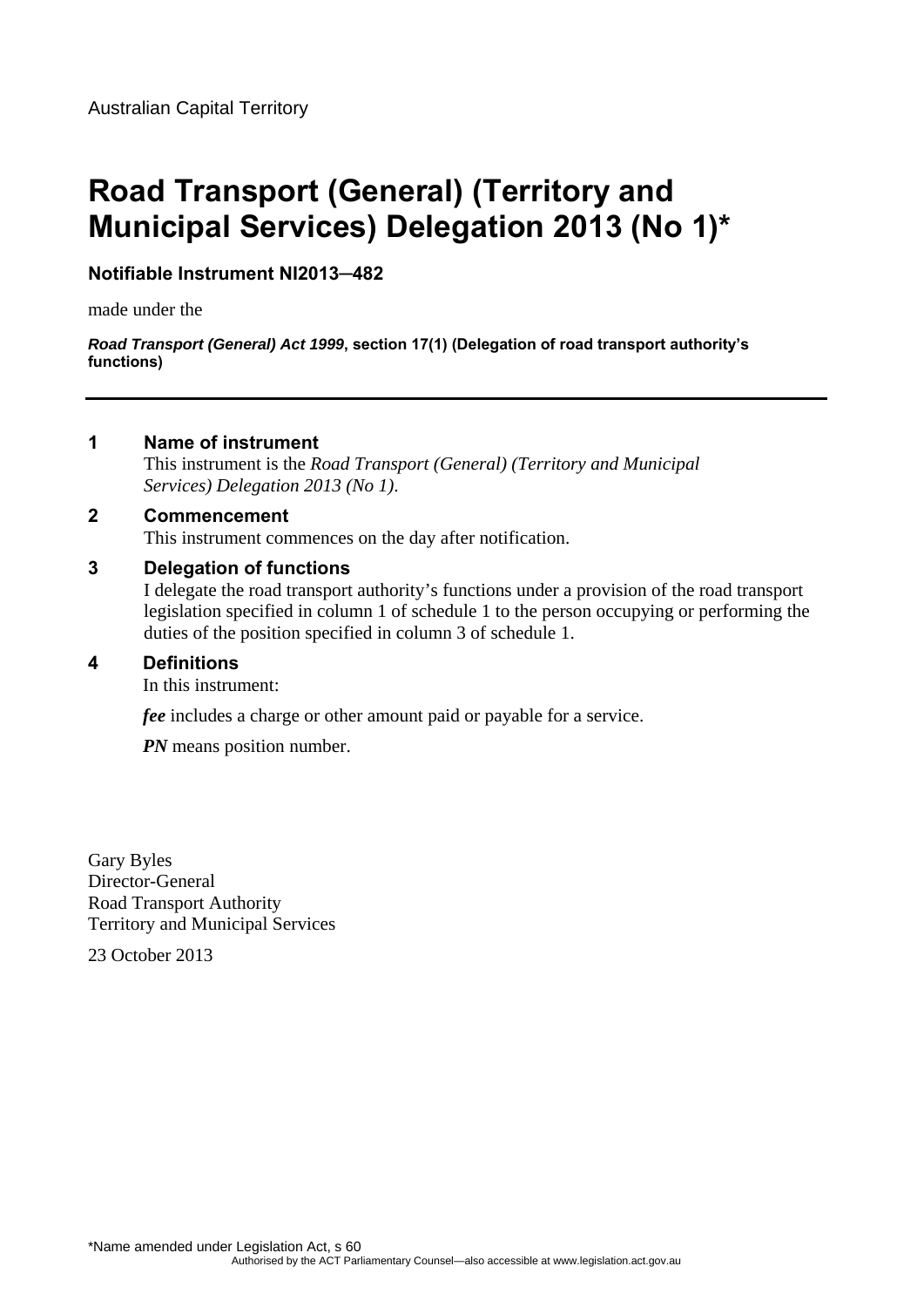Australian Capital Territory

# Road Transport (General) (Territory and Municipal Services) Delegation 2013 (No 1)*

**Notifiable Instrument NI2013–482**

made under the

***Road Transport (General) Act 1999*, section 17(1) (Delegation of road transport authority's functions)**

---

## 1 Name of instrument

This instrument is the *Road Transport (General) (Territory and Municipal Services) Delegation 2013 (No 1)*.

## 2 Commencement

This instrument commences on the day after notification.

## 3 Delegation of functions

I delegate the road transport authority's functions under a provision of the road transport legislation specified in column 1 of schedule 1 to the person occupying or performing the duties of the position specified in column 3 of schedule 1.

## 4 Definitions

In this instrument:

***fee*** includes a charge or other amount paid or payable for a service.

***PN*** means position number.

Gary Byles
Director-General
Road Transport Authority
Territory and Municipal Services

23 October 2013

*Name amended under Legislation Act, s 60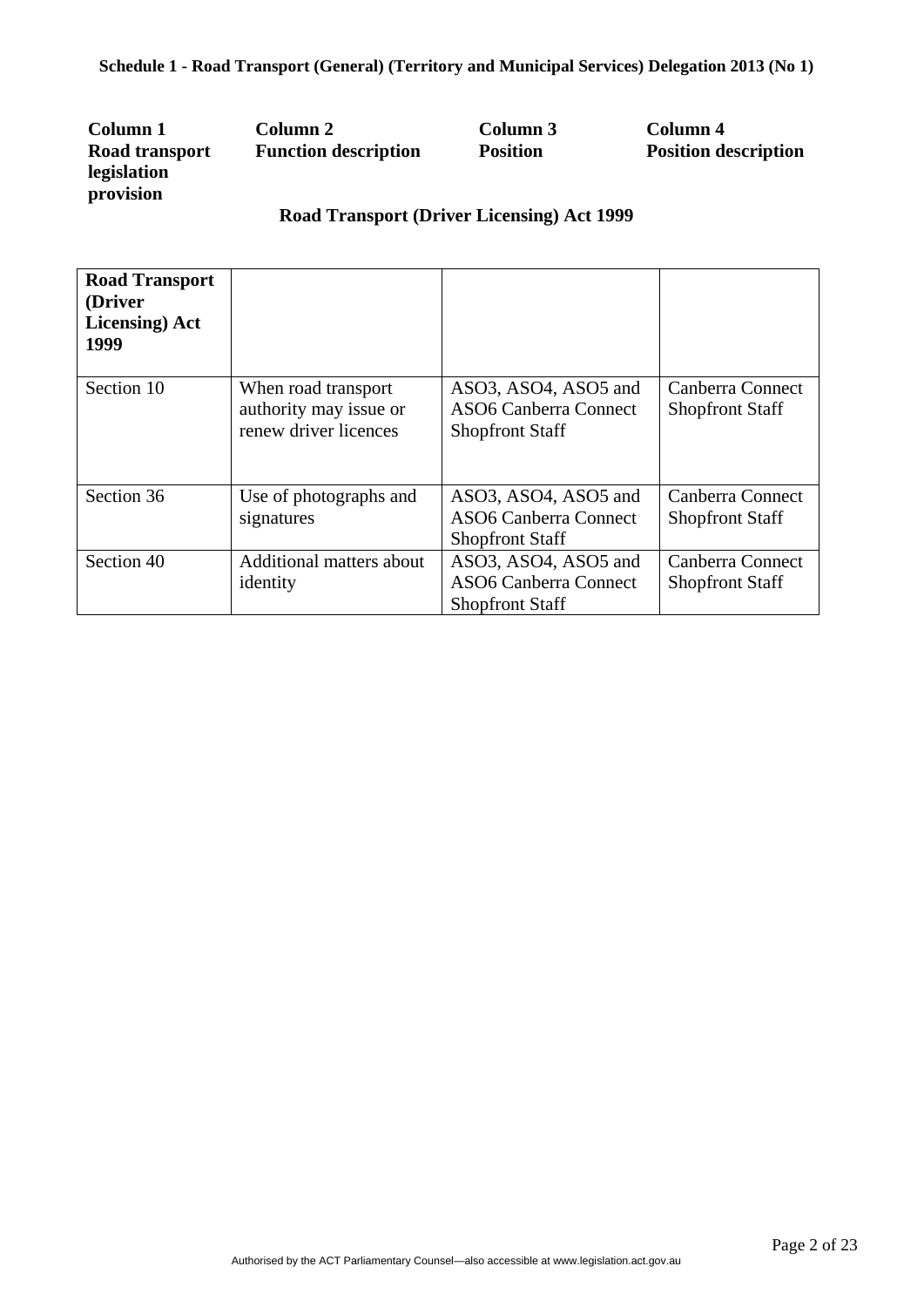**Schedule 1 - Road Transport (General) (Territory and Municipal Services) Delegation 2013 (No 1)**

| **Column 1 Road transport legislation provision** | **Column 2 Function description** | **Column 3 Position** | **Column 4 Position description** |
|---|---|---|---|
| | **Road Transport (Driver Licensing) Act 1999** | | |
| **Road Transport (Driver Licensing) Act 1999** | | | |
| Section 10 | When road transport authority may issue or renew driver licences | ASO3, ASO4, ASO5 and ASO6 Canberra Connect Shopfront Staff | Canberra Connect Shopfront Staff |
| Section 36 | Use of photographs and signatures | ASO3, ASO4, ASO5 and ASO6 Canberra Connect Shopfront Staff | Canberra Connect Shopfront Staff |
| Section 40 | Additional matters about identity | ASO3, ASO4, ASO5 and ASO6 Canberra Connect Shopfront Staff | Canberra Connect Shopfront Staff |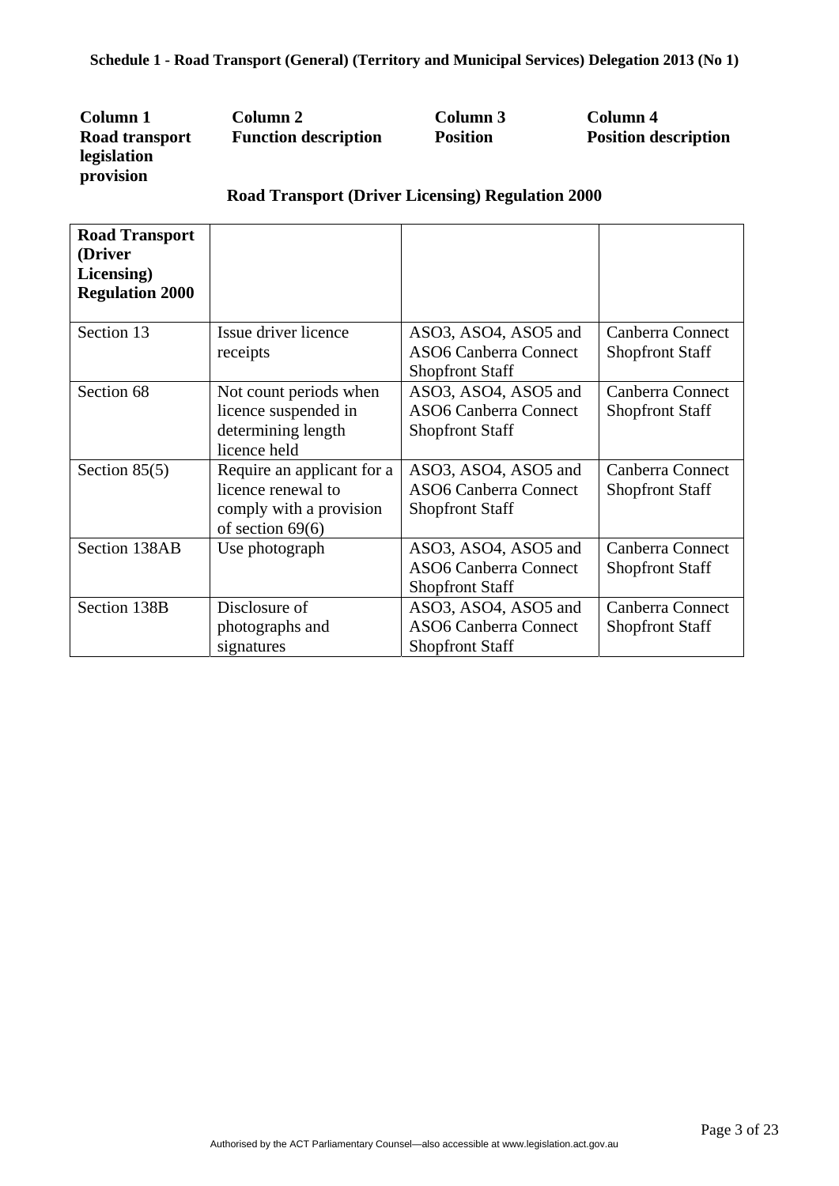**Schedule 1 - Road Transport (General) (Territory and Municipal Services) Delegation 2013 (No 1)**

**Road Transport (Driver Licensing) Regulation 2000**

| Column 1<br>Road transport legislation provision | Column 2<br>Function description | Column 3<br>Position | Column 4<br>Position description |
|---|---|---|---|
| **Road Transport (Driver Licensing) Regulation 2000** | | | |
| Section 13 | Issue driver licence receipts | ASO3, ASO4, ASO5 and ASO6 Canberra Connect Shopfront Staff | Canberra Connect Shopfront Staff |
| Section 68 | Not count periods when licence suspended in determining length licence held | ASO3, ASO4, ASO5 and ASO6 Canberra Connect Shopfront Staff | Canberra Connect Shopfront Staff |
| Section 85(5) | Require an applicant for a licence renewal to comply with a provision of section 69(6) | ASO3, ASO4, ASO5 and ASO6 Canberra Connect Shopfront Staff | Canberra Connect Shopfront Staff |
| Section 138AB | Use photograph | ASO3, ASO4, ASO5 and ASO6 Canberra Connect Shopfront Staff | Canberra Connect Shopfront Staff |
| Section 138B | Disclosure of photographs and signatures | ASO3, ASO4, ASO5 and ASO6 Canberra Connect Shopfront Staff | Canberra Connect Shopfront Staff |

Authorised by the ACT Parliamentary Counsel—also accessible at www.legislation.act.gov.au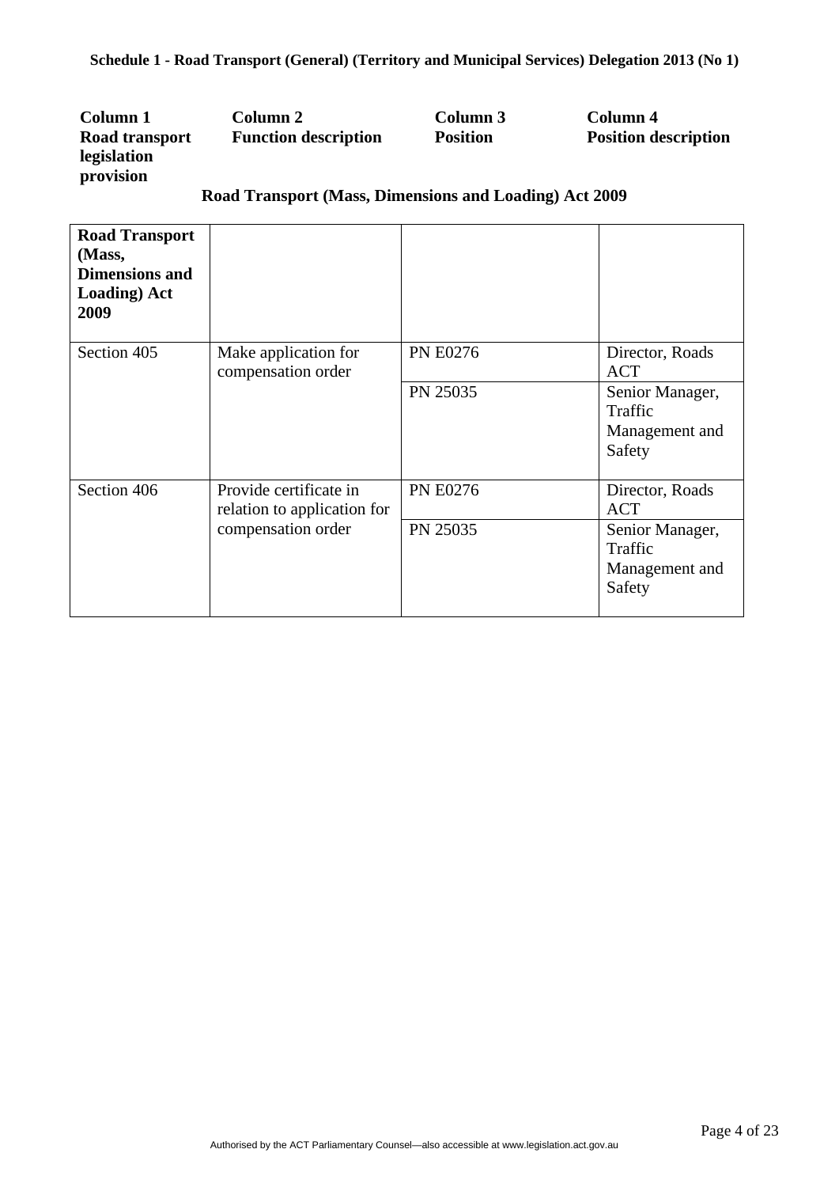**Schedule 1 - Road Transport (General) (Territory and Municipal Services) Delegation 2013 (No 1)**

| Column 1 Road transport legislation provision | Column 2 Function description | Column 3 Position | Column 4 Position description |
|---|---|---|---|

**Road Transport (Mass, Dimensions and Loading) Act 2009**

| **Road Transport (Mass, Dimensions and Loading) Act 2009** | | | |
|---|---|---|---|
| Section 405 | Make application for compensation order | PN E0276 | Director, Roads ACT |
| | | PN 25035 | Senior Manager, Traffic Management and Safety |
| Section 406 | Provide certificate in relation to application for compensation order | PN E0276 | Director, Roads ACT |
| | | PN 25035 | Senior Manager, Traffic Management and Safety |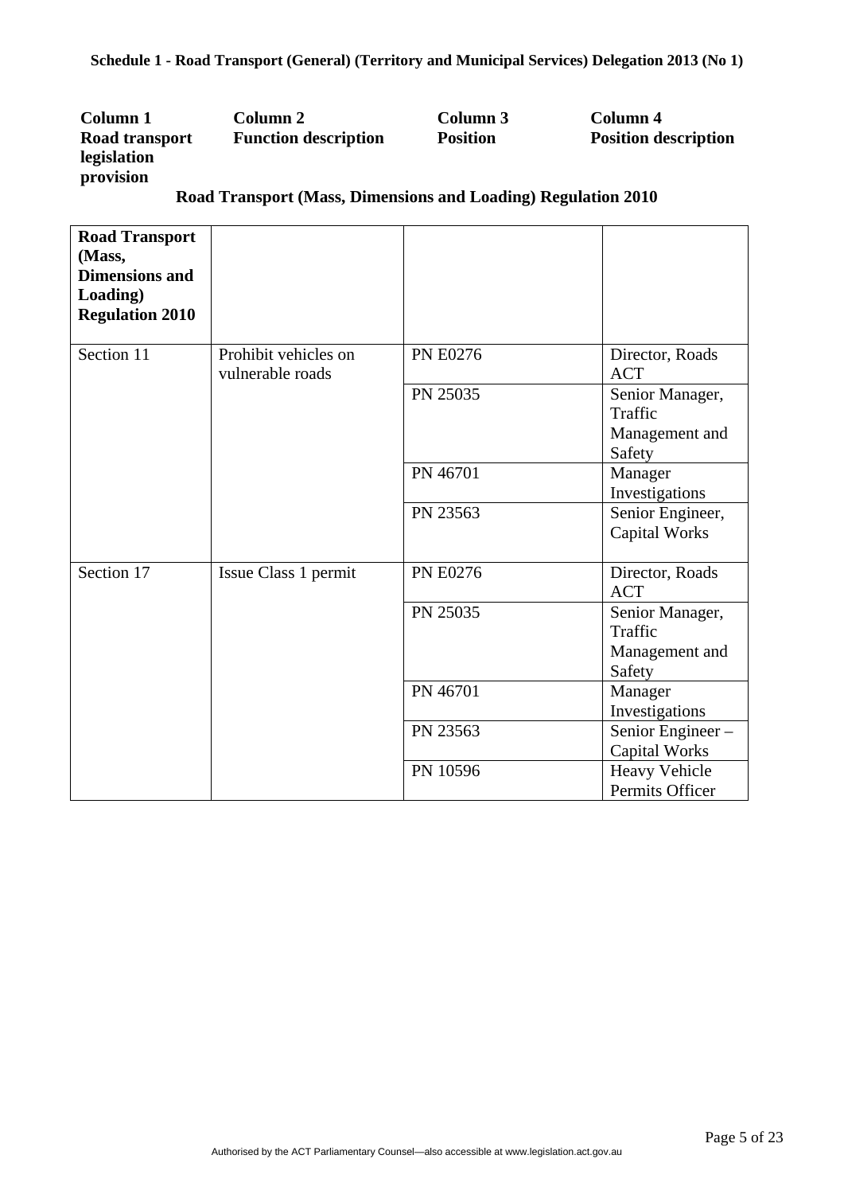**Schedule 1 - Road Transport (General) (Territory and Municipal Services) Delegation 2013 (No 1)**

**Road Transport (Mass, Dimensions and Loading) Regulation 2010**

| Column 1<br>Road transport legislation provision | Column 2<br>Function description | Column 3<br>Position | Column 4<br>Position description |
|---|---|---|---|
| **Road Transport (Mass, Dimensions and Loading) Regulation 2010** | | | |
| Section 11 | Prohibit vehicles on vulnerable roads | PN E0276 | Director, Roads ACT |
| | | PN 25035 | Senior Manager, Traffic Management and Safety |
| | | PN 46701 | Manager Investigations |
| | | PN 23563 | Senior Engineer, Capital Works |
| Section 17 | Issue Class 1 permit | PN E0276 | Director, Roads ACT |
| | | PN 25035 | Senior Manager, Traffic Management and Safety |
| | | PN 46701 | Manager Investigations |
| | | PN 23563 | Senior Engineer – Capital Works |
| | | PN 10596 | Heavy Vehicle Permits Officer |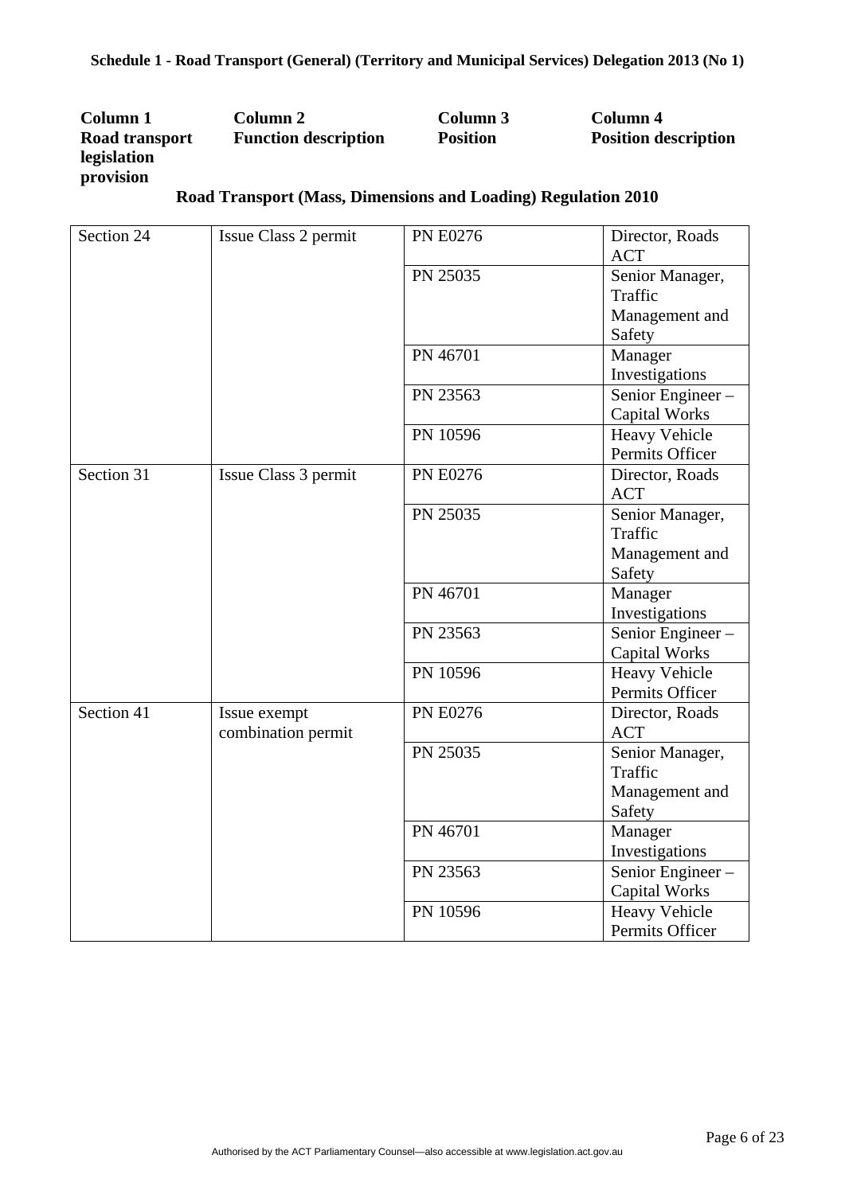**Schedule 1 - Road Transport (General) (Territory and Municipal Services) Delegation 2013 (No 1)**

| Column 1 Road transport legislation provision | Column 2 Function description | Column 3 Position | Column 4 Position description |
|---|---|---|---|
| **Road Transport (Mass, Dimensions and Loading) Regulation 2010** | | | |
| Section 24 | Issue Class 2 permit | PN E0276 | Director, Roads ACT |
| | | PN 25035 | Senior Manager, Traffic Management and Safety |
| | | PN 46701 | Manager Investigations |
| | | PN 23563 | Senior Engineer – Capital Works |
| | | PN 10596 | Heavy Vehicle Permits Officer |
| Section 31 | Issue Class 3 permit | PN E0276 | Director, Roads ACT |
| | | PN 25035 | Senior Manager, Traffic Management and Safety |
| | | PN 46701 | Manager Investigations |
| | | PN 23563 | Senior Engineer – Capital Works |
| | | PN 10596 | Heavy Vehicle Permits Officer |
| Section 41 | Issue exempt combination permit | PN E0276 | Director, Roads ACT |
| | | PN 25035 | Senior Manager, Traffic Management and Safety |
| | | PN 46701 | Manager Investigations |
| | | PN 23563 | Senior Engineer – Capital Works |
| | | PN 10596 | Heavy Vehicle Permits Officer |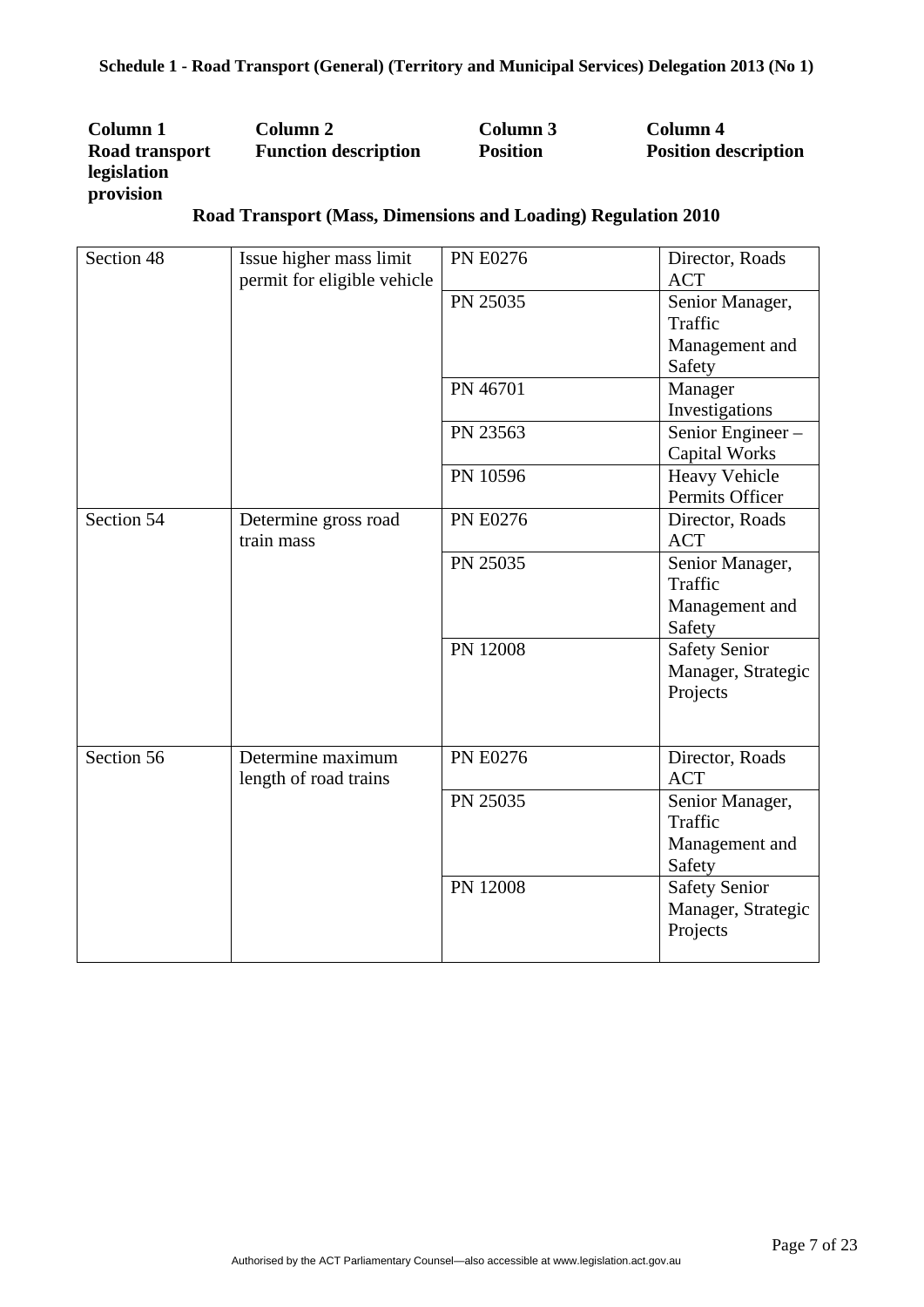**Schedule 1 - Road Transport (General) (Territory and Municipal Services) Delegation 2013 (No 1)**

| Column 1 Road transport legislation provision | Column 2 Function description | Column 3 Position | Column 4 Position description |
|---|---|---|---|

**Road Transport (Mass, Dimensions and Loading) Regulation 2010**

| | | | |
|---|---|---|---|
| Section 48 | Issue higher mass limit permit for eligible vehicle | PN E0276 | Director, Roads ACT |
| | | PN 25035 | Senior Manager, Traffic Management and Safety |
| | | PN 46701 | Manager Investigations |
| | | PN 23563 | Senior Engineer – Capital Works |
| | | PN 10596 | Heavy Vehicle Permits Officer |
| Section 54 | Determine gross road train mass | PN E0276 | Director, Roads ACT |
| | | PN 25035 | Senior Manager, Traffic Management and Safety |
| | | PN 12008 | Safety Senior Manager, Strategic Projects |
| Section 56 | Determine maximum length of road trains | PN E0276 | Director, Roads ACT |
| | | PN 25035 | Senior Manager, Traffic Management and Safety |
| | | PN 12008 | Safety Senior Manager, Strategic Projects |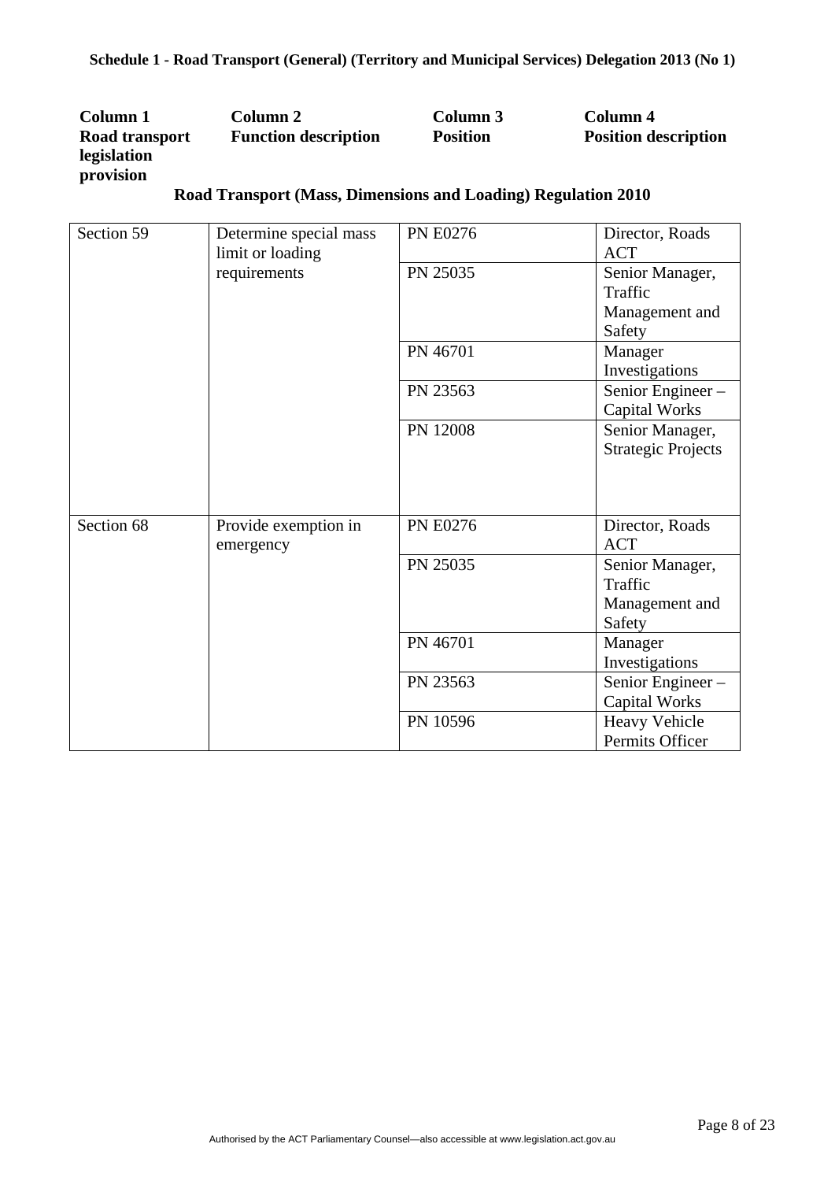**Schedule 1 - Road Transport (General) (Territory and Municipal Services) Delegation 2013 (No 1)**

| Column 1<br>Road transport legislation provision | Column 2<br>Function description | Column 3<br>Position | Column 4<br>Position description |
|---|---|---|---|
| **Road Transport (Mass, Dimensions and Loading) Regulation 2010** | | | |
| Section 59 | Determine special mass limit or loading requirements | PN E0276 | Director, Roads ACT |
| | | PN 25035 | Senior Manager, Traffic Management and Safety |
| | | PN 46701 | Manager Investigations |
| | | PN 23563 | Senior Engineer – Capital Works |
| | | PN 12008 | Senior Manager, Strategic Projects |
| Section 68 | Provide exemption in emergency | PN E0276 | Director, Roads ACT |
| | | PN 25035 | Senior Manager, Traffic Management and Safety |
| | | PN 46701 | Manager Investigations |
| | | PN 23563 | Senior Engineer – Capital Works |
| | | PN 10596 | Heavy Vehicle Permits Officer |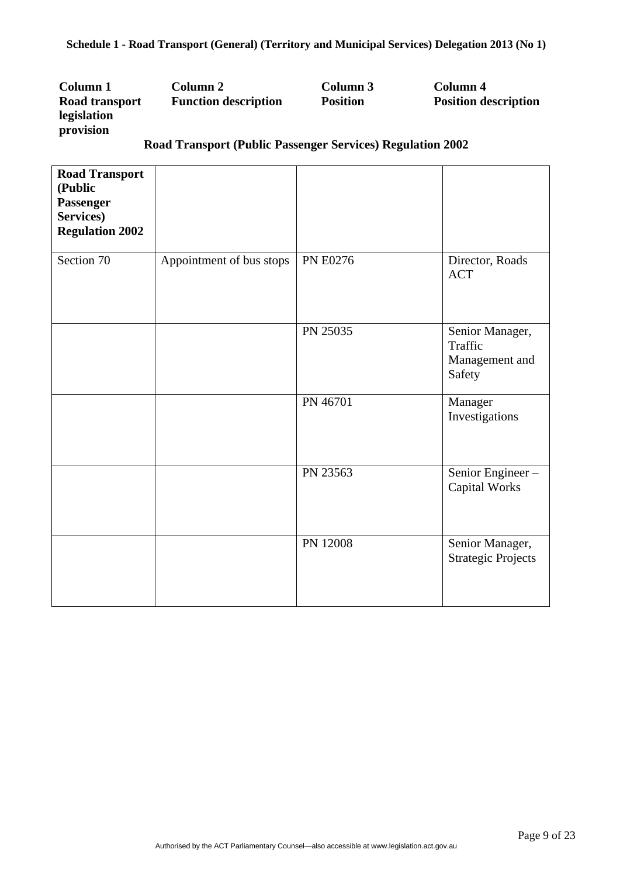**Schedule 1 - Road Transport (General) (Territory and Municipal Services) Delegation 2013 (No 1)**

| Column 1<br>Road transport legislation provision | Column 2<br>Function description | Column 3<br>Position | Column 4<br>Position description |
|---|---|---|---|

**Road Transport (Public Passenger Services) Regulation 2002**

| **Road Transport (Public Passenger Services) Regulation 2002** | | | |
|---|---|---|---|
| Section 70 | Appointment of bus stops | PN E0276 | Director, Roads ACT |
| | | PN 25035 | Senior Manager, Traffic Management and Safety |
| | | PN 46701 | Manager Investigations |
| | | PN 23563 | Senior Engineer – Capital Works |
| | | PN 12008 | Senior Manager, Strategic Projects |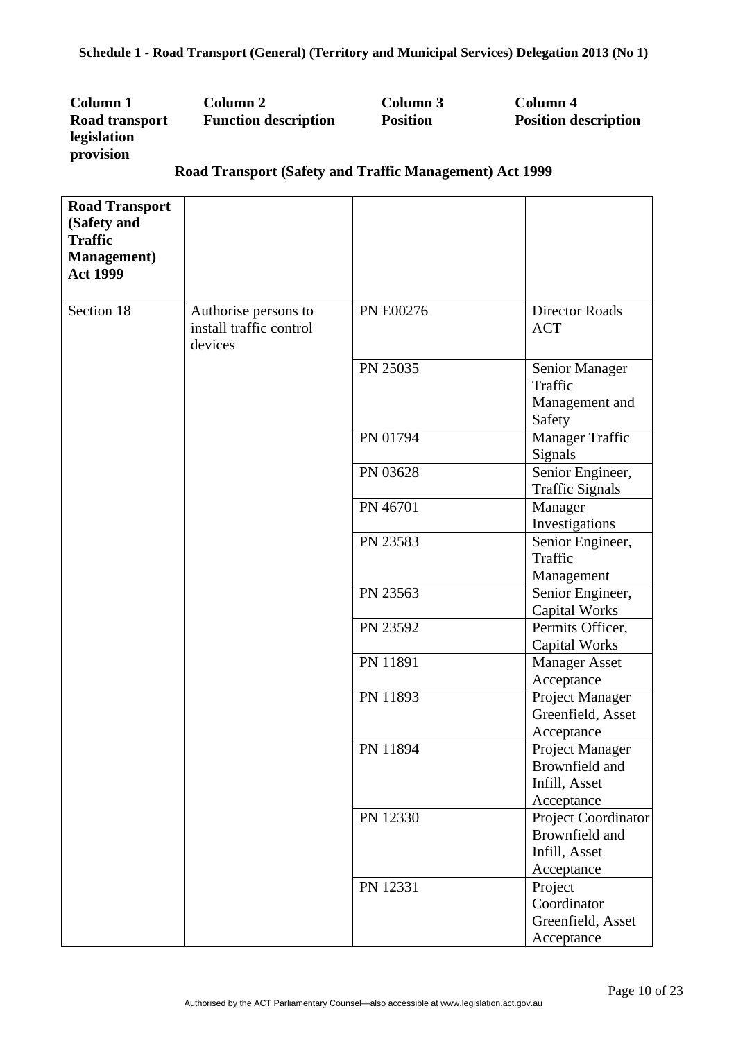**Schedule 1 - Road Transport (General) (Territory and Municipal Services) Delegation 2013 (No 1)**

| Column 1 Road transport legislation provision | Column 2 Function description | Column 3 Position | Column 4 Position description |
|---|---|---|---|

**Road Transport (Safety and Traffic Management) Act 1999**

| **Road Transport (Safety and Traffic Management) Act 1999** | | | |
|---|---|---|---|
| Section 18 | Authorise persons to install traffic control devices | PN E00276 | Director Roads ACT |
| | | PN 25035 | Senior Manager Traffic Management and Safety |
| | | PN 01794 | Manager Traffic Signals |
| | | PN 03628 | Senior Engineer, Traffic Signals |
| | | PN 46701 | Manager Investigations |
| | | PN 23583 | Senior Engineer, Traffic Management |
| | | PN 23563 | Senior Engineer, Capital Works |
| | | PN 23592 | Permits Officer, Capital Works |
| | | PN 11891 | Manager Asset Acceptance |
| | | PN 11893 | Project Manager Greenfield, Asset Acceptance |
| | | PN 11894 | Project Manager Brownfield and Infill, Asset Acceptance |
| | | PN 12330 | Project Coordinator Brownfield and Infill, Asset Acceptance |
| | | PN 12331 | Project Coordinator Greenfield, Asset Acceptance |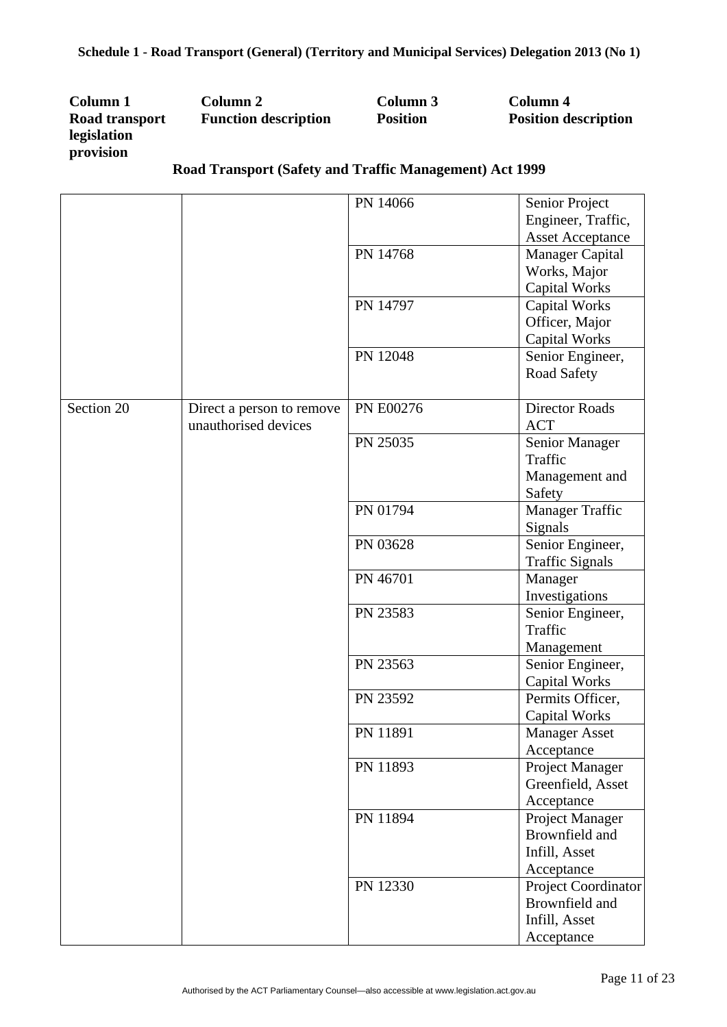**Schedule 1 - Road Transport (General) (Territory and Municipal Services) Delegation 2013 (No 1)**

| Column 1 Road transport legislation provision | Column 2 Function description | Column 3 Position | Column 4 Position description |
|---|---|---|---|
| **Road Transport (Safety and Traffic Management) Act 1999** | | | |
| | | PN 14066 | Senior Project Engineer, Traffic, Asset Acceptance |
| | | PN 14768 | Manager Capital Works, Major Capital Works |
| | | PN 14797 | Capital Works Officer, Major Capital Works |
| | | PN 12048 | Senior Engineer, Road Safety |
| Section 20 | Direct a person to remove unauthorised devices | PN E00276 | Director Roads ACT |
| | | PN 25035 | Senior Manager Traffic Management and Safety |
| | | PN 01794 | Manager Traffic Signals |
| | | PN 03628 | Senior Engineer, Traffic Signals |
| | | PN 46701 | Manager Investigations |
| | | PN 23583 | Senior Engineer, Traffic Management |
| | | PN 23563 | Senior Engineer, Capital Works |
| | | PN 23592 | Permits Officer, Capital Works |
| | | PN 11891 | Manager Asset Acceptance |
| | | PN 11893 | Project Manager Greenfield, Asset Acceptance |
| | | PN 11894 | Project Manager Brownfield and Infill, Asset Acceptance |
| | | PN 12330 | Project Coordinator Brownfield and Infill, Asset Acceptance |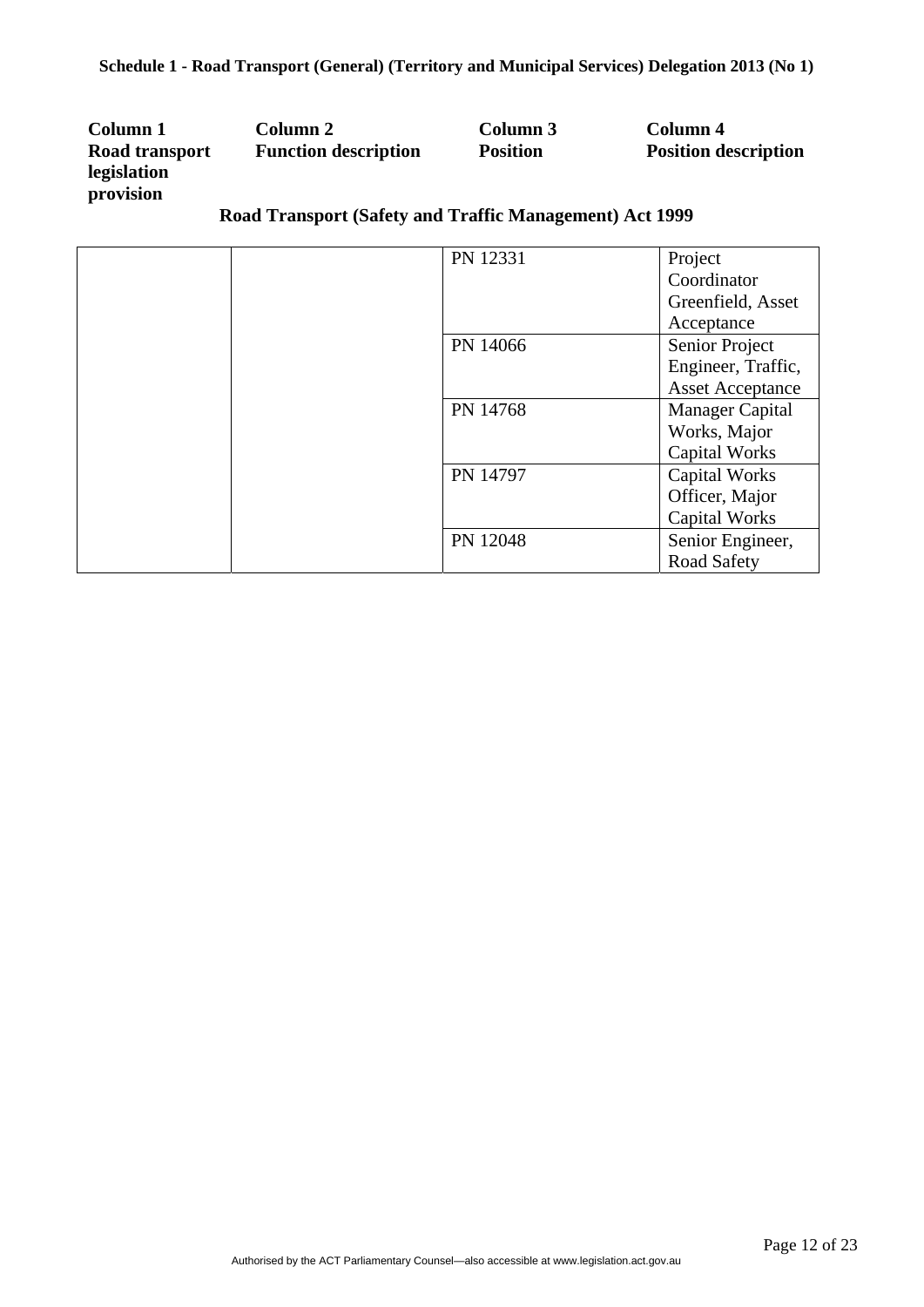| Column 1 Road transport legislation provision | Column 2 Function description | Column 3 Position | Column 4 Position description |
|---|---|---|---|
| **Road Transport (Safety and Traffic Management) Act 1999** | | | |
| | | PN 12331 | Project Coordinator Greenfield, Asset Acceptance |
| | | PN 14066 | Senior Project Engineer, Traffic, Asset Acceptance |
| | | PN 14768 | Manager Capital Works, Major Capital Works |
| | | PN 14797 | Capital Works Officer, Major Capital Works |
| | | PN 12048 | Senior Engineer, Road Safety |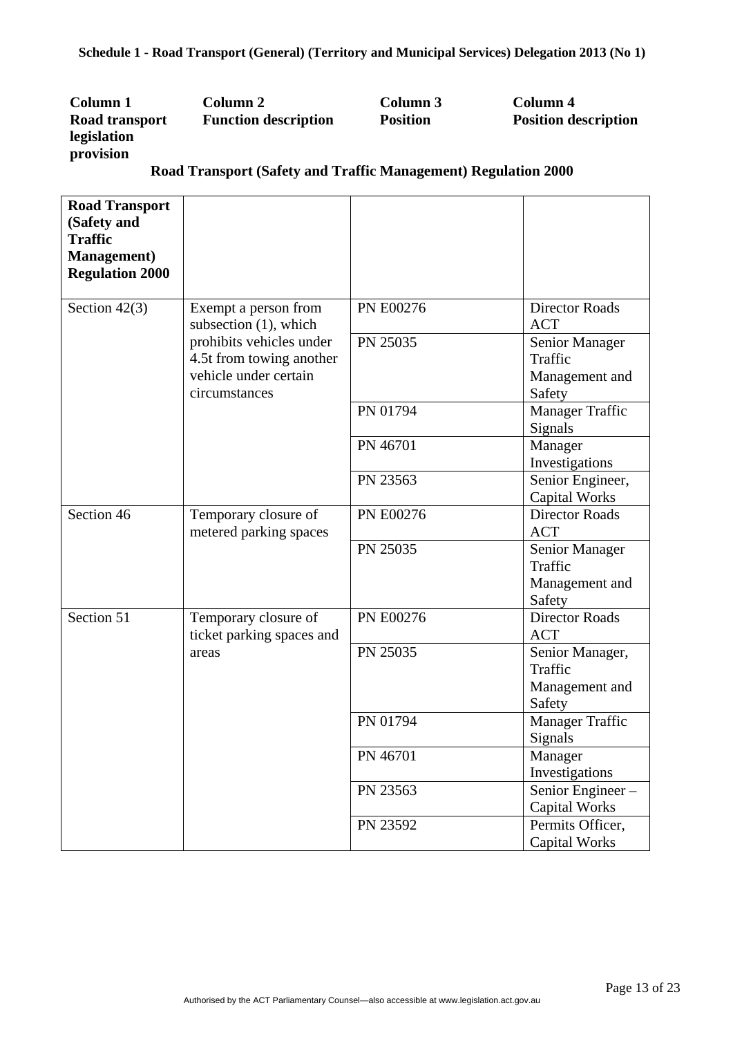**Schedule 1 - Road Transport (General) (Territory and Municipal Services) Delegation 2013 (No 1)**

| Column 1 Road transport legislation provision | Column 2 Function description | Column 3 Position | Column 4 Position description |
|---|---|---|---|

**Road Transport (Safety and Traffic Management) Regulation 2000**

| **Road Transport (Safety and Traffic Management) Regulation 2000** | | | |
|---|---|---|---|
| Section 42(3) | Exempt a person from subsection (1), which prohibits vehicles under 4.5t from towing another vehicle under certain circumstances | PN E00276 | Director Roads ACT |
| | | PN 25035 | Senior Manager Traffic Management and Safety |
| | | PN 01794 | Manager Traffic Signals |
| | | PN 46701 | Manager Investigations |
| | | PN 23563 | Senior Engineer, Capital Works |
| Section 46 | Temporary closure of metered parking spaces | PN E00276 | Director Roads ACT |
| | | PN 25035 | Senior Manager Traffic Management and Safety |
| Section 51 | Temporary closure of ticket parking spaces and areas | PN E00276 | Director Roads ACT |
| | | PN 25035 | Senior Manager, Traffic Management and Safety |
| | | PN 01794 | Manager Traffic Signals |
| | | PN 46701 | Manager Investigations |
| | | PN 23563 | Senior Engineer – Capital Works |
| | | PN 23592 | Permits Officer, Capital Works |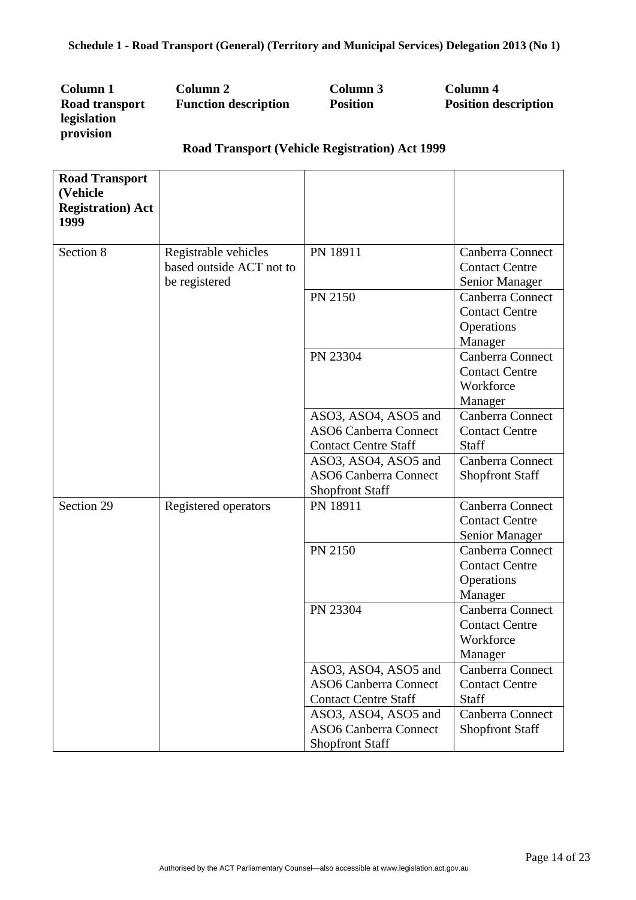**Schedule 1 - Road Transport (General) (Territory and Municipal Services) Delegation 2013 (No 1)**

| Column 1<br>Road transport legislation provision | Column 2<br>Function description | Column 3<br>Position | Column 4<br>Position description |
|---|---|---|---|

**Road Transport (Vehicle Registration) Act 1999**

| Road Transport (Vehicle Registration) Act 1999 | | | |
|---|---|---|---|
| Section 8 | Registrable vehicles based outside ACT not to be registered | PN 18911 | Canberra Connect Contact Centre Senior Manager |
| | | PN 2150 | Canberra Connect Contact Centre Operations Manager |
| | | PN 23304 | Canberra Connect Contact Centre Workforce Manager |
| | | ASO3, ASO4, ASO5 and ASO6 Canberra Connect Contact Centre Staff | Canberra Connect Contact Centre Staff |
| | | ASO3, ASO4, ASO5 and ASO6 Canberra Connect Shopfront Staff | Canberra Connect Shopfront Staff |
| Section 29 | Registered operators | PN 18911 | Canberra Connect Contact Centre Senior Manager |
| | | PN 2150 | Canberra Connect Contact Centre Operations Manager |
| | | PN 23304 | Canberra Connect Contact Centre Workforce Manager |
| | | ASO3, ASO4, ASO5 and ASO6 Canberra Connect Contact Centre Staff | Canberra Connect Contact Centre Staff |
| | | ASO3, ASO4, ASO5 and ASO6 Canberra Connect Shopfront Staff | Canberra Connect Shopfront Staff |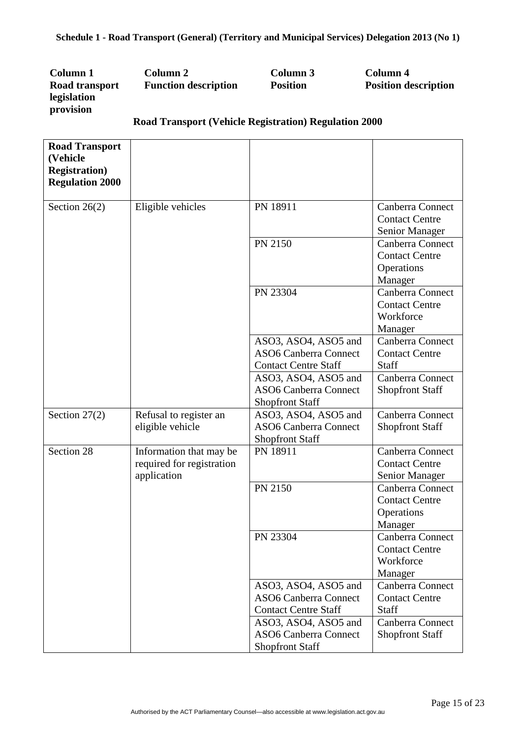**Schedule 1 - Road Transport (General) (Territory and Municipal Services) Delegation 2013 (No 1)**

| Column 1<br>Road transport legislation provision | Column 2<br>Function description | Column 3<br>Position | Column 4<br>Position description |
|---|---|---|---|

**Road Transport (Vehicle Registration) Regulation 2000**

| Road Transport (Vehicle Registration) Regulation 2000 | | | |
|---|---|---|---|
| Section 26(2) | Eligible vehicles | PN 18911 | Canberra Connect Contact Centre Senior Manager |
| | | PN 2150 | Canberra Connect Contact Centre Operations Manager |
| | | PN 23304 | Canberra Connect Contact Centre Workforce Manager |
| | | ASO3, ASO4, ASO5 and ASO6 Canberra Connect Contact Centre Staff | Canberra Connect Contact Centre Staff |
| | | ASO3, ASO4, ASO5 and ASO6 Canberra Connect Shopfront Staff | Canberra Connect Shopfront Staff |
| Section 27(2) | Refusal to register an eligible vehicle | ASO3, ASO4, ASO5 and ASO6 Canberra Connect Shopfront Staff | Canberra Connect Shopfront Staff |
| Section 28 | Information that may be required for registration application | PN 18911 | Canberra Connect Contact Centre Senior Manager |
| | | PN 2150 | Canberra Connect Contact Centre Operations Manager |
| | | PN 23304 | Canberra Connect Contact Centre Workforce Manager |
| | | ASO3, ASO4, ASO5 and ASO6 Canberra Connect Contact Centre Staff | Canberra Connect Contact Centre Staff |
| | | ASO3, ASO4, ASO5 and ASO6 Canberra Connect Shopfront Staff | Canberra Connect Shopfront Staff |

Authorised by the ACT Parliamentary Counsel—also accessible at www.legislation.act.gov.au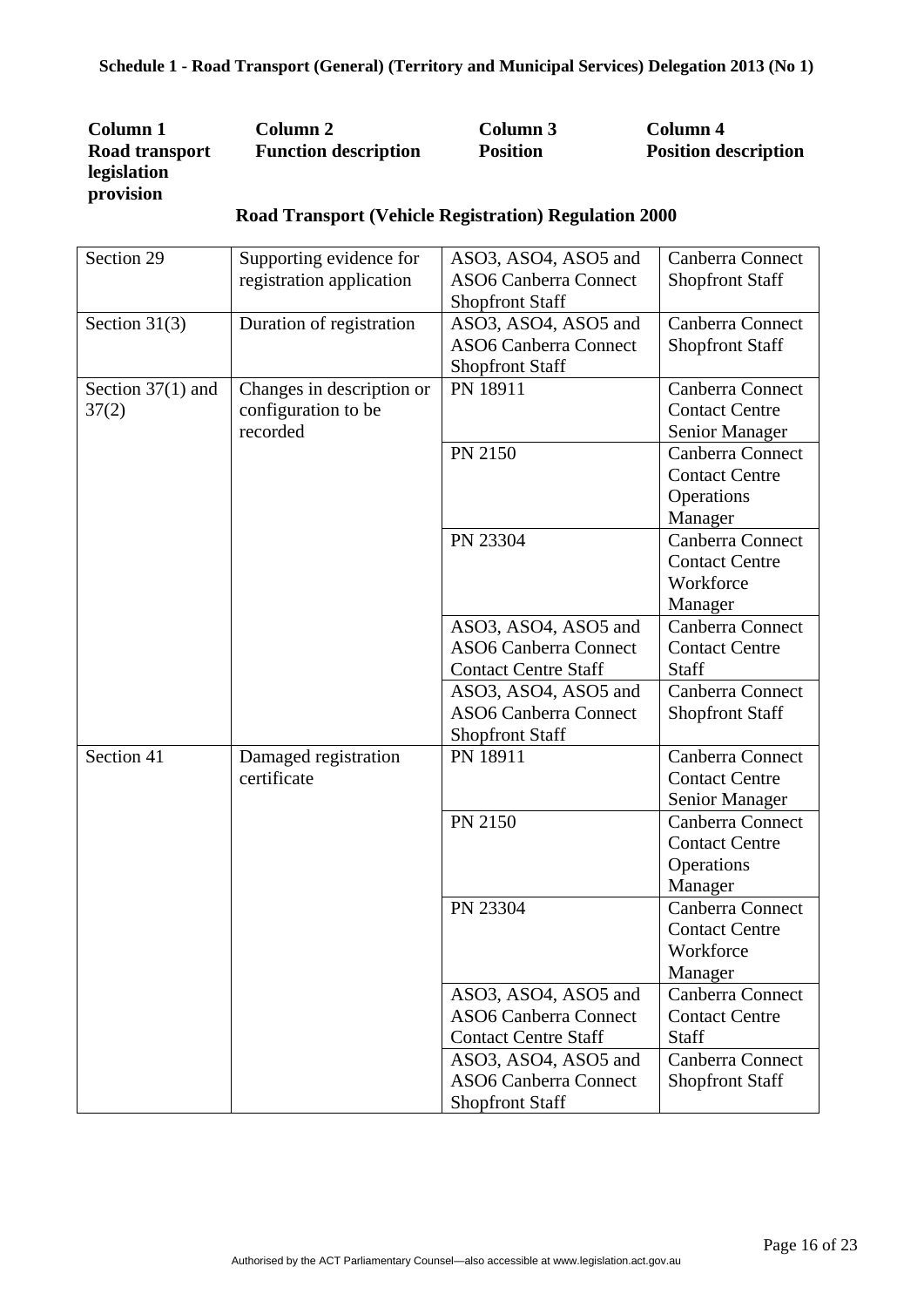**Schedule 1 - Road Transport (General) (Territory and Municipal Services) Delegation 2013 (No 1)**

| Column 1 Road transport legislation provision | Column 2 Function description | Column 3 Position | Column 4 Position description |
|---|---|---|---|

**Road Transport (Vehicle Registration) Regulation 2000**

| Column 1 Road transport legislation provision | Column 2 Function description | Column 3 Position | Column 4 Position description |
|---|---|---|---|
| Section 29 | Supporting evidence for registration application | ASO3, ASO4, ASO5 and ASO6 Canberra Connect Shopfront Staff | Canberra Connect Shopfront Staff |
| Section 31(3) | Duration of registration | ASO3, ASO4, ASO5 and ASO6 Canberra Connect Shopfront Staff | Canberra Connect Shopfront Staff |
| Section 37(1) and 37(2) | Changes in description or configuration to be recorded | PN 18911 | Canberra Connect Contact Centre Senior Manager |
| | | PN 2150 | Canberra Connect Contact Centre Operations Manager |
| | | PN 23304 | Canberra Connect Contact Centre Workforce Manager |
| | | ASO3, ASO4, ASO5 and ASO6 Canberra Connect Contact Centre Staff | Canberra Connect Contact Centre Staff |
| | | ASO3, ASO4, ASO5 and ASO6 Canberra Connect Shopfront Staff | Canberra Connect Shopfront Staff |
| Section 41 | Damaged registration certificate | PN 18911 | Canberra Connect Contact Centre Senior Manager |
| | | PN 2150 | Canberra Connect Contact Centre Operations Manager |
| | | PN 23304 | Canberra Connect Contact Centre Workforce Manager |
| | | ASO3, ASO4, ASO5 and ASO6 Canberra Connect Contact Centre Staff | Canberra Connect Contact Centre Staff |
| | | ASO3, ASO4, ASO5 and ASO6 Canberra Connect Shopfront Staff | Canberra Connect Shopfront Staff |

Authorised by the ACT Parliamentary Counsel—also accessible at www.legislation.act.gov.au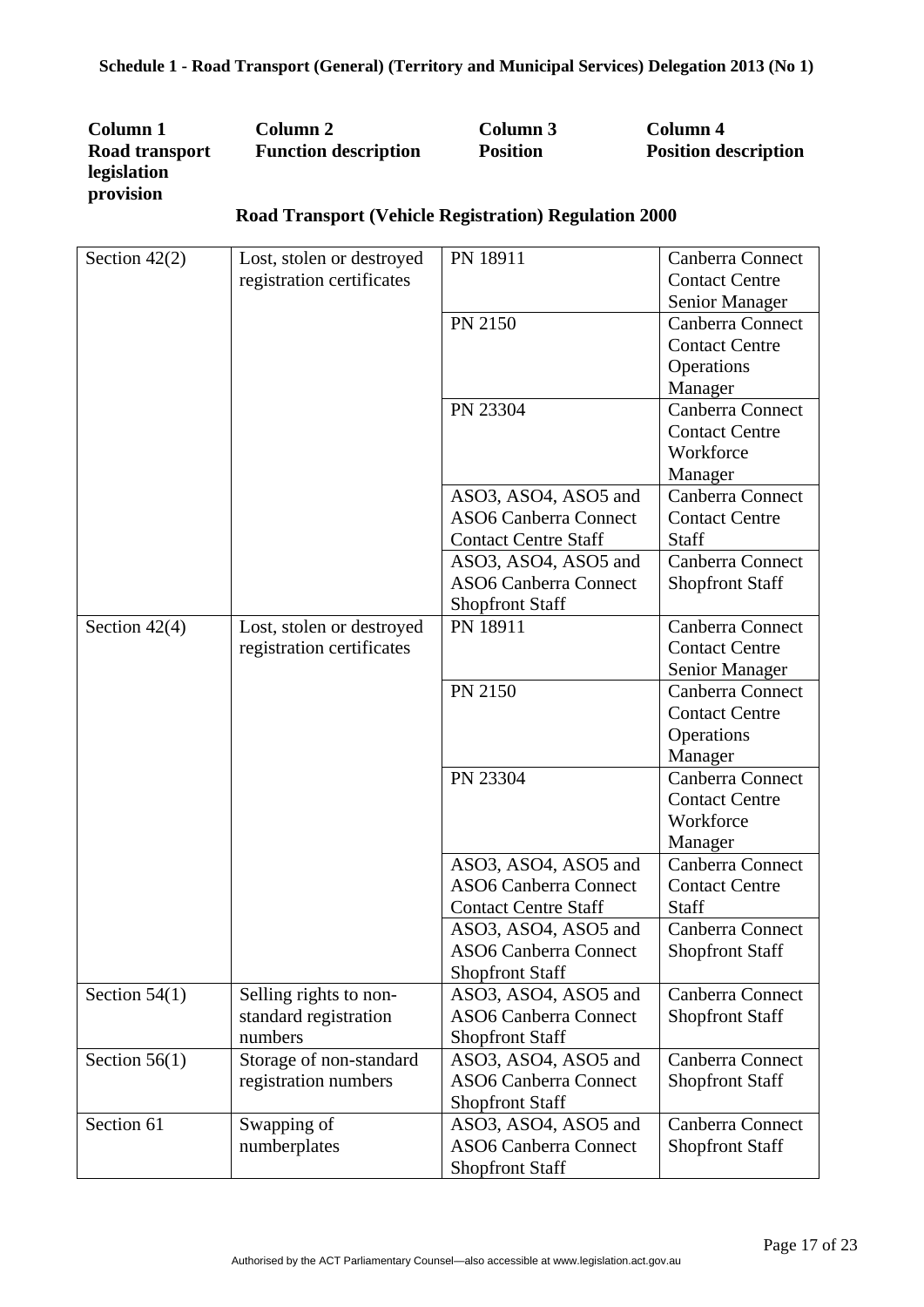**Schedule 1 - Road Transport (General) (Territory and Municipal Services) Delegation 2013 (No 1)**

| Column 1<br>Road transport legislation provision | Column 2<br>Function description | Column 3<br>Position | Column 4<br>Position description |
|---|---|---|---|
| **Road Transport (Vehicle Registration) Regulation 2000** | | | |
| Section 42(2) | Lost, stolen or destroyed registration certificates | PN 18911 | Canberra Connect Contact Centre Senior Manager |
| | | PN 2150 | Canberra Connect Contact Centre Operations Manager |
| | | PN 23304 | Canberra Connect Contact Centre Workforce Manager |
| | | ASO3, ASO4, ASO5 and ASO6 Canberra Connect Contact Centre Staff | Canberra Connect Contact Centre Staff |
| | | ASO3, ASO4, ASO5 and ASO6 Canberra Connect Shopfront Staff | Canberra Connect Shopfront Staff |
| Section 42(4) | Lost, stolen or destroyed registration certificates | PN 18911 | Canberra Connect Contact Centre Senior Manager |
| | | PN 2150 | Canberra Connect Contact Centre Operations Manager |
| | | PN 23304 | Canberra Connect Contact Centre Workforce Manager |
| | | ASO3, ASO4, ASO5 and ASO6 Canberra Connect Contact Centre Staff | Canberra Connect Contact Centre Staff |
| | | ASO3, ASO4, ASO5 and ASO6 Canberra Connect Shopfront Staff | Canberra Connect Shopfront Staff |
| Section 54(1) | Selling rights to non-standard registration numbers | ASO3, ASO4, ASO5 and ASO6 Canberra Connect Shopfront Staff | Canberra Connect Shopfront Staff |
| Section 56(1) | Storage of non-standard registration numbers | ASO3, ASO4, ASO5 and ASO6 Canberra Connect Shopfront Staff | Canberra Connect Shopfront Staff |
| Section 61 | Swapping of numberplates | ASO3, ASO4, ASO5 and ASO6 Canberra Connect Shopfront Staff | Canberra Connect Shopfront Staff |

Authorised by the ACT Parliamentary Counsel—also accessible at www.legislation.act.gov.au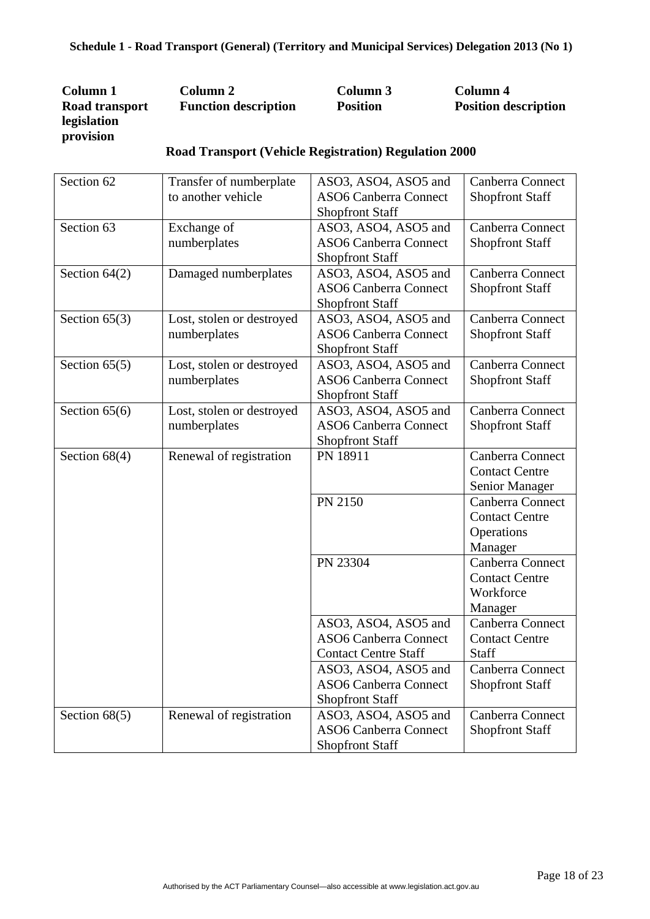**Schedule 1 - Road Transport (General) (Territory and Municipal Services) Delegation 2013 (No 1)**

| Column 1<br>Road transport legislation provision | Column 2<br>Function description | Column 3<br>Position | Column 4<br>Position description |
|---|---|---|---|
| **Road Transport (Vehicle Registration) Regulation 2000** | | | |
| Section 62 | Transfer of numberplate to another vehicle | ASO3, ASO4, ASO5 and ASO6 Canberra Connect Shopfront Staff | Canberra Connect Shopfront Staff |
| Section 63 | Exchange of numberplates | ASO3, ASO4, ASO5 and ASO6 Canberra Connect Shopfront Staff | Canberra Connect Shopfront Staff |
| Section 64(2) | Damaged numberplates | ASO3, ASO4, ASO5 and ASO6 Canberra Connect Shopfront Staff | Canberra Connect Shopfront Staff |
| Section 65(3) | Lost, stolen or destroyed numberplates | ASO3, ASO4, ASO5 and ASO6 Canberra Connect Shopfront Staff | Canberra Connect Shopfront Staff |
| Section 65(5) | Lost, stolen or destroyed numberplates | ASO3, ASO4, ASO5 and ASO6 Canberra Connect Shopfront Staff | Canberra Connect Shopfront Staff |
| Section 65(6) | Lost, stolen or destroyed numberplates | ASO3, ASO4, ASO5 and ASO6 Canberra Connect Shopfront Staff | Canberra Connect Shopfront Staff |
| Section 68(4) | Renewal of registration | PN 18911 | Canberra Connect Contact Centre Senior Manager |
| | | PN 2150 | Canberra Connect Contact Centre Operations Manager |
| | | PN 23304 | Canberra Connect Contact Centre Workforce Manager |
| | | ASO3, ASO4, ASO5 and ASO6 Canberra Connect Contact Centre Staff | Canberra Connect Contact Centre Staff |
| | | ASO3, ASO4, ASO5 and ASO6 Canberra Connect Shopfront Staff | Canberra Connect Shopfront Staff |
| Section 68(5) | Renewal of registration | ASO3, ASO4, ASO5 and ASO6 Canberra Connect Shopfront Staff | Canberra Connect Shopfront Staff |

Authorised by the ACT Parliamentary Counsel—also accessible at www.legislation.act.gov.au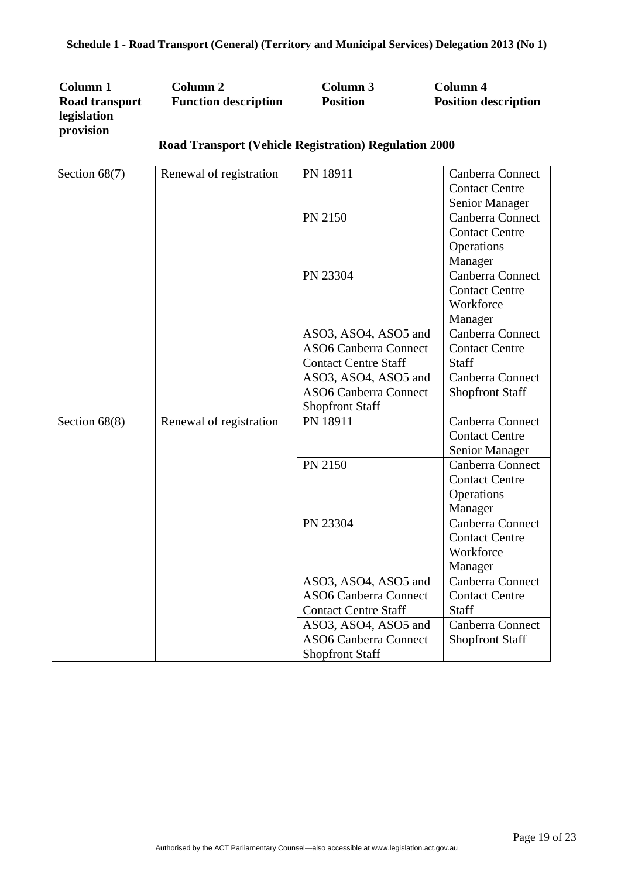**Schedule 1 - Road Transport (General) (Territory and Municipal Services) Delegation 2013 (No 1)**

| Column 1<br>Road transport legislation provision | Column 2<br>Function description | Column 3<br>Position | Column 4<br>Position description |
|---|---|---|---|
| **Road Transport (Vehicle Registration) Regulation 2000** | | | |
| Section 68(7) | Renewal of registration | PN 18911 | Canberra Connect Contact Centre Senior Manager |
| | | PN 2150 | Canberra Connect Contact Centre Operations Manager |
| | | PN 23304 | Canberra Connect Contact Centre Workforce Manager |
| | | ASO3, ASO4, ASO5 and ASO6 Canberra Connect Contact Centre Staff | Canberra Connect Contact Centre Staff |
| | | ASO3, ASO4, ASO5 and ASO6 Canberra Connect Shopfront Staff | Canberra Connect Shopfront Staff |
| Section 68(8) | Renewal of registration | PN 18911 | Canberra Connect Contact Centre Senior Manager |
| | | PN 2150 | Canberra Connect Contact Centre Operations Manager |
| | | PN 23304 | Canberra Connect Contact Centre Workforce Manager |
| | | ASO3, ASO4, ASO5 and ASO6 Canberra Connect Contact Centre Staff | Canberra Connect Contact Centre Staff |
| | | ASO3, ASO4, ASO5 and ASO6 Canberra Connect Shopfront Staff | Canberra Connect Shopfront Staff |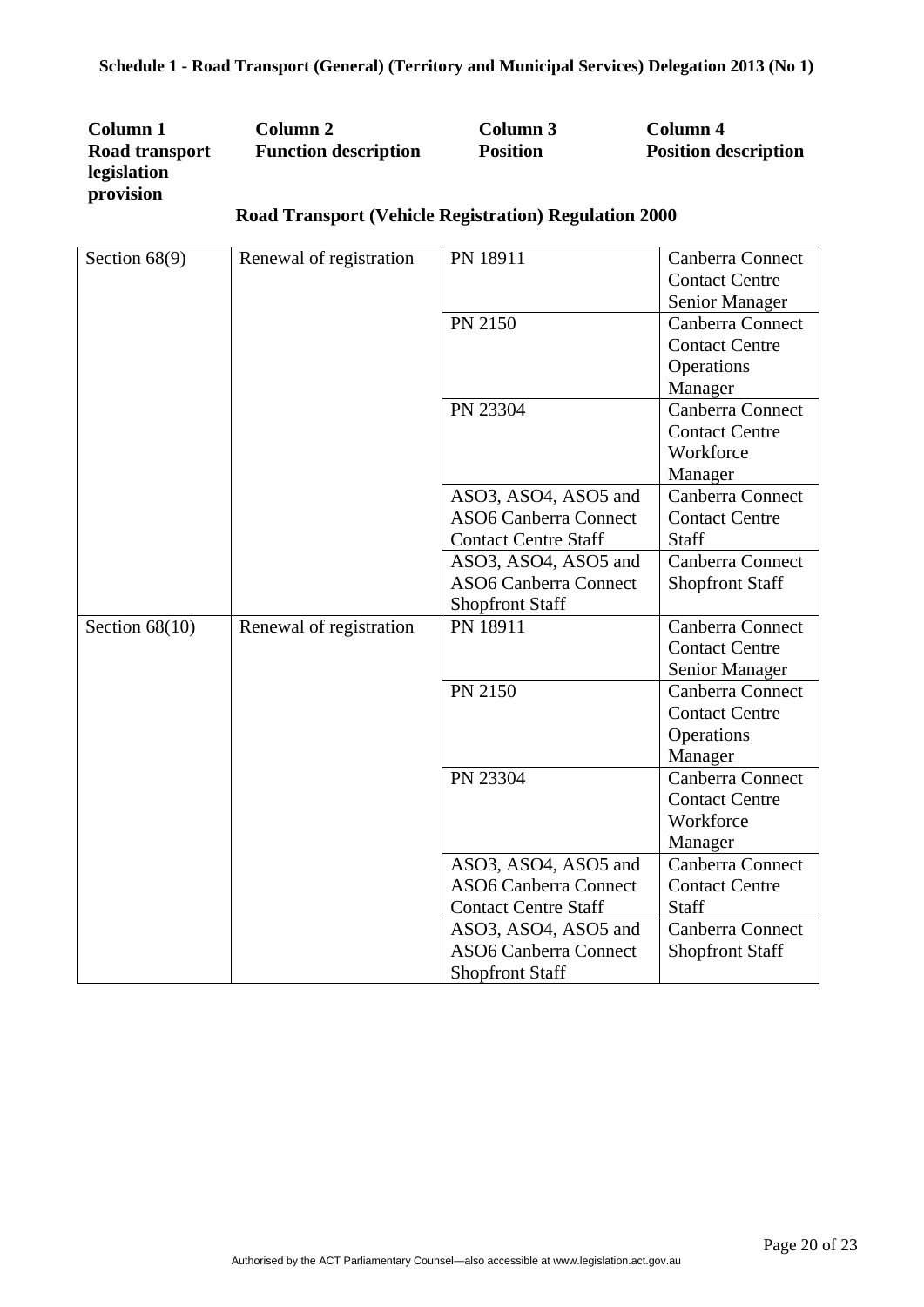**Schedule 1 - Road Transport (General) (Territory and Municipal Services) Delegation 2013 (No 1)**

| Column 1 Road transport legislation provision | Column 2 Function description | Column 3 Position | Column 4 Position description |
|---|---|---|---|
| **Road Transport (Vehicle Registration) Regulation 2000** | | | |
| Section 68(9) | Renewal of registration | PN 18911 | Canberra Connect Contact Centre Senior Manager |
| | | PN 2150 | Canberra Connect Contact Centre Operations Manager |
| | | PN 23304 | Canberra Connect Contact Centre Workforce Manager |
| | | ASO3, ASO4, ASO5 and ASO6 Canberra Connect Contact Centre Staff | Canberra Connect Contact Centre Staff |
| | | ASO3, ASO4, ASO5 and ASO6 Canberra Connect Shopfront Staff | Canberra Connect Shopfront Staff |
| Section 68(10) | Renewal of registration | PN 18911 | Canberra Connect Contact Centre Senior Manager |
| | | PN 2150 | Canberra Connect Contact Centre Operations Manager |
| | | PN 23304 | Canberra Connect Contact Centre Workforce Manager |
| | | ASO3, ASO4, ASO5 and ASO6 Canberra Connect Contact Centre Staff | Canberra Connect Contact Centre Staff |
| | | ASO3, ASO4, ASO5 and ASO6 Canberra Connect Shopfront Staff | Canberra Connect Shopfront Staff |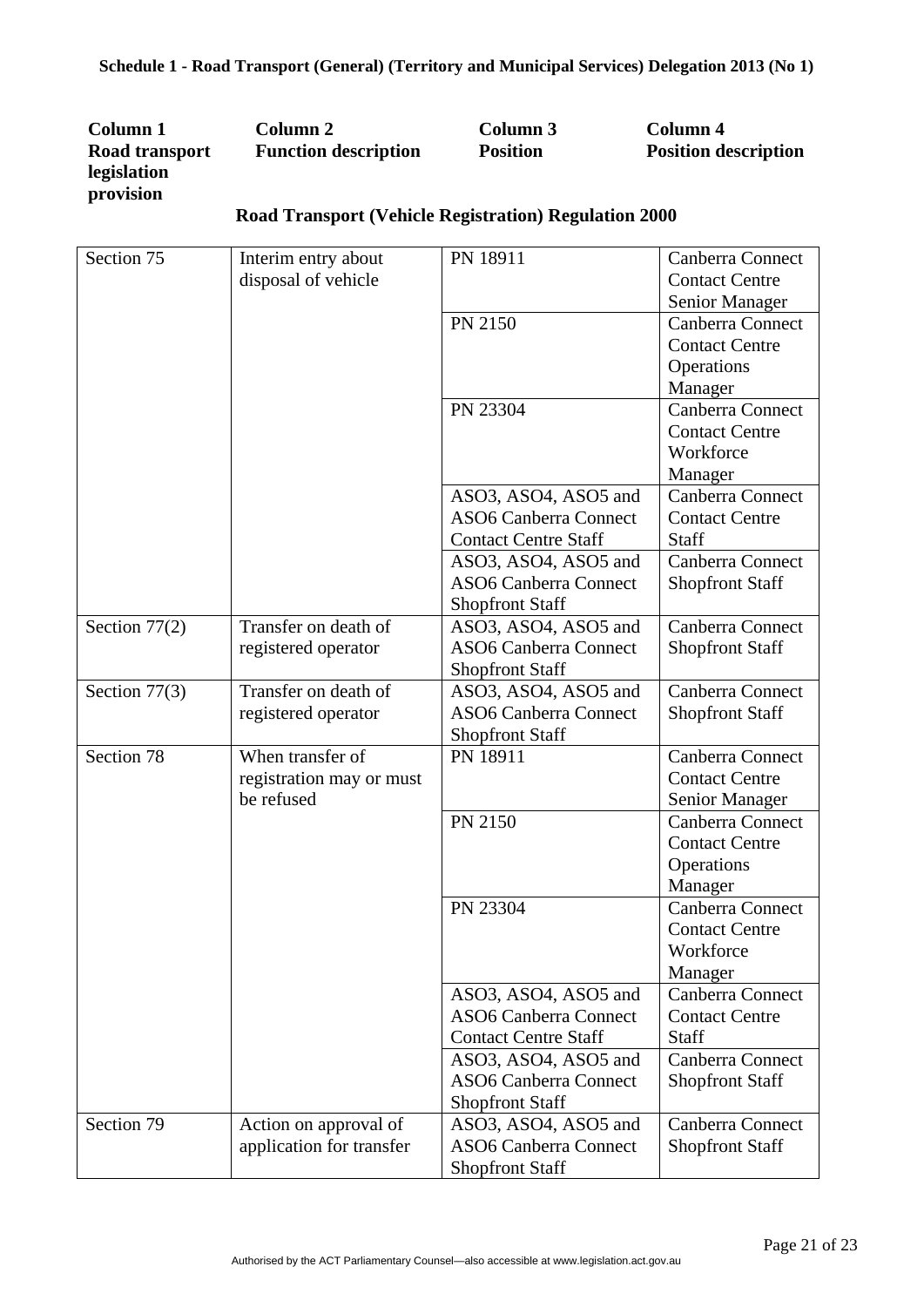**Schedule 1 - Road Transport (General) (Territory and Municipal Services) Delegation 2013 (No 1)**

| Column 1 Road transport legislation provision | Column 2 Function description | Column 3 Position | Column 4 Position description |
|---|---|---|---|
| | **Road Transport (Vehicle Registration) Regulation 2000** | | |
| Section 75 | Interim entry about disposal of vehicle | PN 18911 | Canberra Connect Contact Centre Senior Manager |
| | | PN 2150 | Canberra Connect Contact Centre Operations Manager |
| | | PN 23304 | Canberra Connect Contact Centre Workforce Manager |
| | | ASO3, ASO4, ASO5 and ASO6 Canberra Connect Contact Centre Staff | Canberra Connect Contact Centre Staff |
| | | ASO3, ASO4, ASO5 and ASO6 Canberra Connect Shopfront Staff | Canberra Connect Shopfront Staff |
| Section 77(2) | Transfer on death of registered operator | ASO3, ASO4, ASO5 and ASO6 Canberra Connect Shopfront Staff | Canberra Connect Shopfront Staff |
| Section 77(3) | Transfer on death of registered operator | ASO3, ASO4, ASO5 and ASO6 Canberra Connect Shopfront Staff | Canberra Connect Shopfront Staff |
| Section 78 | When transfer of registration may or must be refused | PN 18911 | Canberra Connect Contact Centre Senior Manager |
| | | PN 2150 | Canberra Connect Contact Centre Operations Manager |
| | | PN 23304 | Canberra Connect Contact Centre Workforce Manager |
| | | ASO3, ASO4, ASO5 and ASO6 Canberra Connect Contact Centre Staff | Canberra Connect Contact Centre Staff |
| | | ASO3, ASO4, ASO5 and ASO6 Canberra Connect Shopfront Staff | Canberra Connect Shopfront Staff |
| Section 79 | Action on approval of application for transfer | ASO3, ASO4, ASO5 and ASO6 Canberra Connect Shopfront Staff | Canberra Connect Shopfront Staff |

Authorised by the ACT Parliamentary Counsel—also accessible at www.legislation.act.gov.au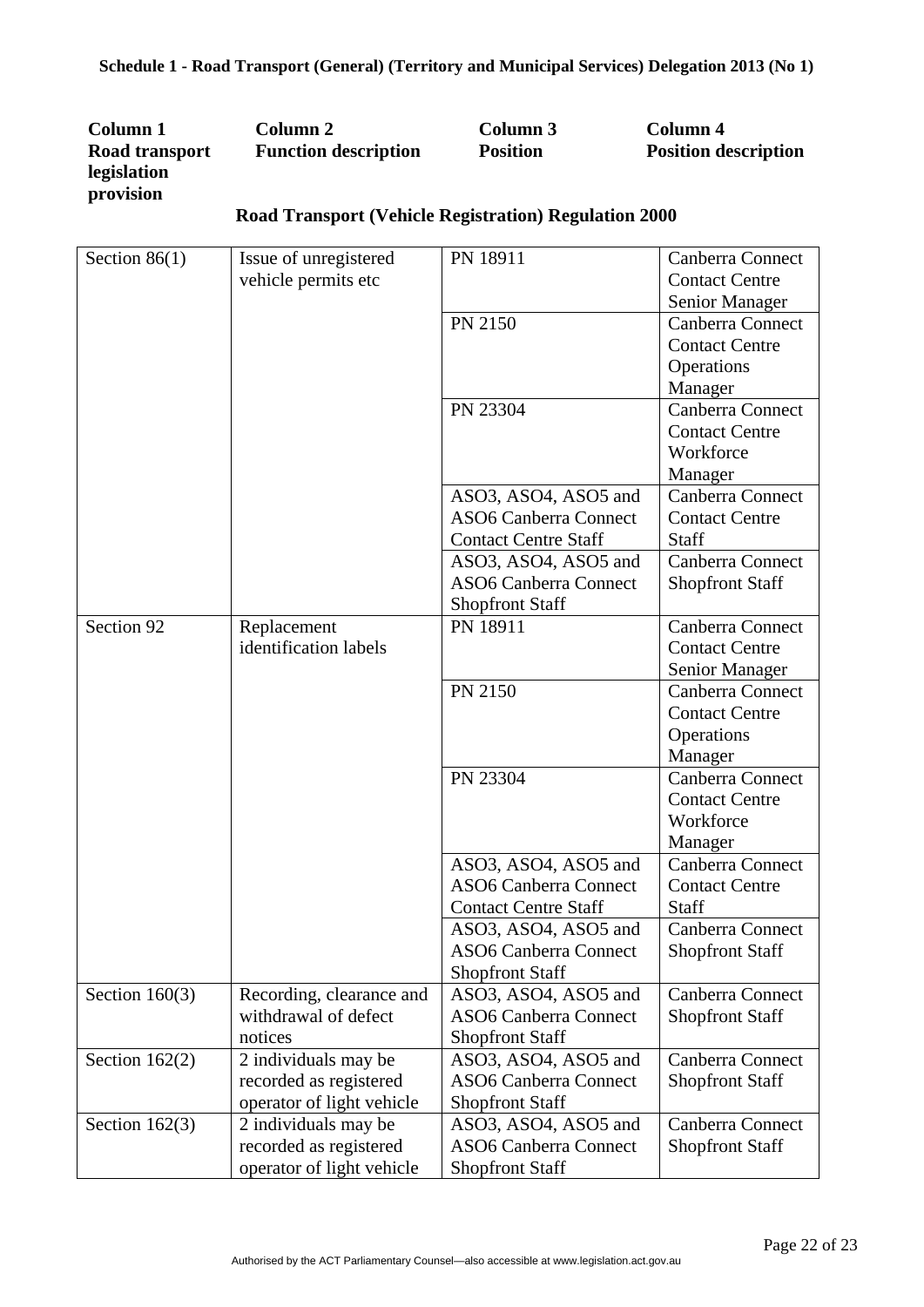**Schedule 1 - Road Transport (General) (Territory and Municipal Services) Delegation 2013 (No 1)**

| Column 1 Road transport legislation provision | Column 2 Function description | Column 3 Position | Column 4 Position description |
|---|---|---|---|
| **Road Transport (Vehicle Registration) Regulation 2000** | | | |
| Section 86(1) | Issue of unregistered vehicle permits etc | PN 18911 | Canberra Connect Contact Centre Senior Manager |
| | | PN 2150 | Canberra Connect Contact Centre Operations Manager |
| | | PN 23304 | Canberra Connect Contact Centre Workforce Manager |
| | | ASO3, ASO4, ASO5 and ASO6 Canberra Connect Contact Centre Staff | Canberra Connect Contact Centre Staff |
| | | ASO3, ASO4, ASO5 and ASO6 Canberra Connect Shopfront Staff | Canberra Connect Shopfront Staff |
| Section 92 | Replacement identification labels | PN 18911 | Canberra Connect Contact Centre Senior Manager |
| | | PN 2150 | Canberra Connect Contact Centre Operations Manager |
| | | PN 23304 | Canberra Connect Contact Centre Workforce Manager |
| | | ASO3, ASO4, ASO5 and ASO6 Canberra Connect Contact Centre Staff | Canberra Connect Contact Centre Staff |
| | | ASO3, ASO4, ASO5 and ASO6 Canberra Connect Shopfront Staff | Canberra Connect Shopfront Staff |
| Section 160(3) | Recording, clearance and withdrawal of defect notices | ASO3, ASO4, ASO5 and ASO6 Canberra Connect Shopfront Staff | Canberra Connect Shopfront Staff |
| Section 162(2) | 2 individuals may be recorded as registered operator of light vehicle | ASO3, ASO4, ASO5 and ASO6 Canberra Connect Shopfront Staff | Canberra Connect Shopfront Staff |
| Section 162(3) | 2 individuals may be recorded as registered operator of light vehicle | ASO3, ASO4, ASO5 and ASO6 Canberra Connect Shopfront Staff | Canberra Connect Shopfront Staff |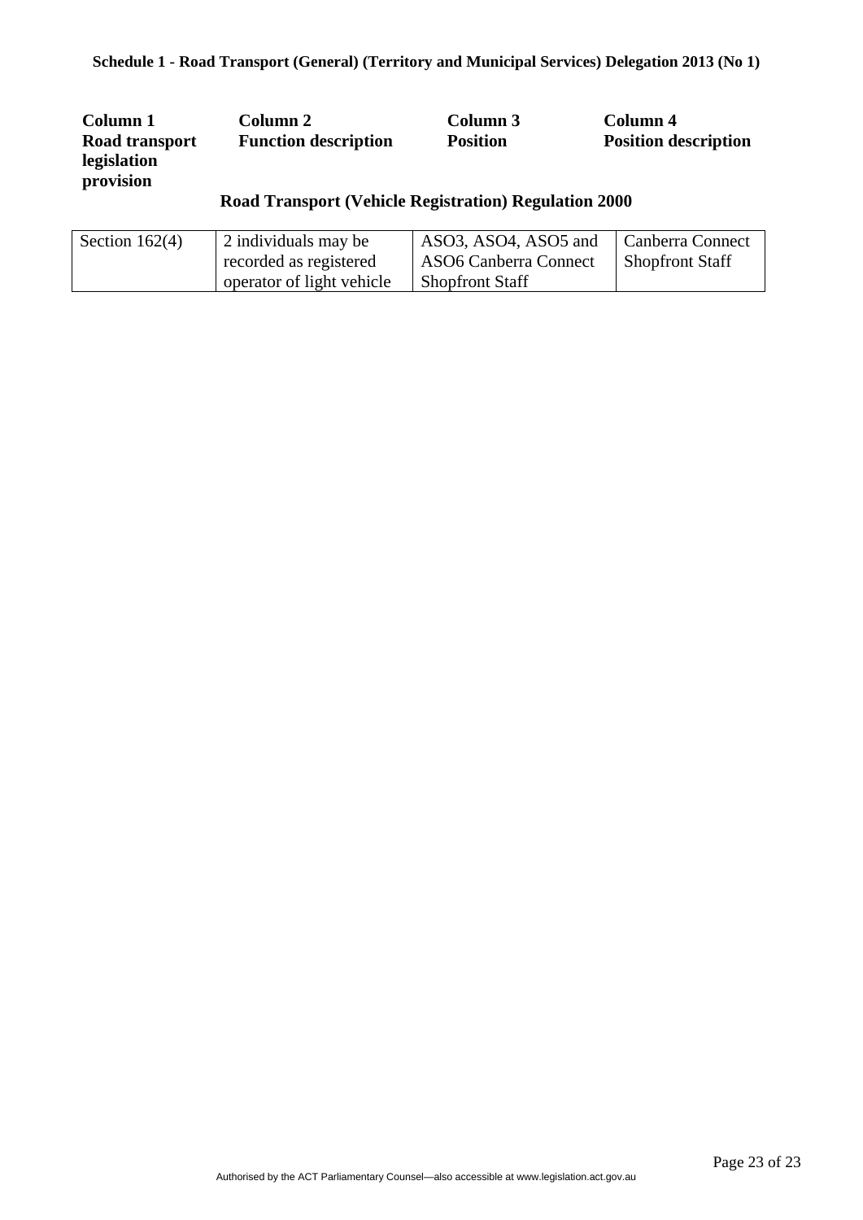**Schedule 1 - Road Transport (General) (Territory and Municipal Services) Delegation 2013 (No 1)**

| Column 1 Road transport legislation provision | Column 2 Function description | Column 3 Position | Column 4 Position description |
|---|---|---|---|
| **Road Transport (Vehicle Registration) Regulation 2000** | | | |
| Section 162(4) | 2 individuals may be recorded as registered operator of light vehicle | ASO3, ASO4, ASO5 and ASO6 Canberra Connect Shopfront Staff | Canberra Connect Shopfront Staff |

Authorised by the ACT Parliamentary Counsel—also accessible at www.legislation.act.gov.au